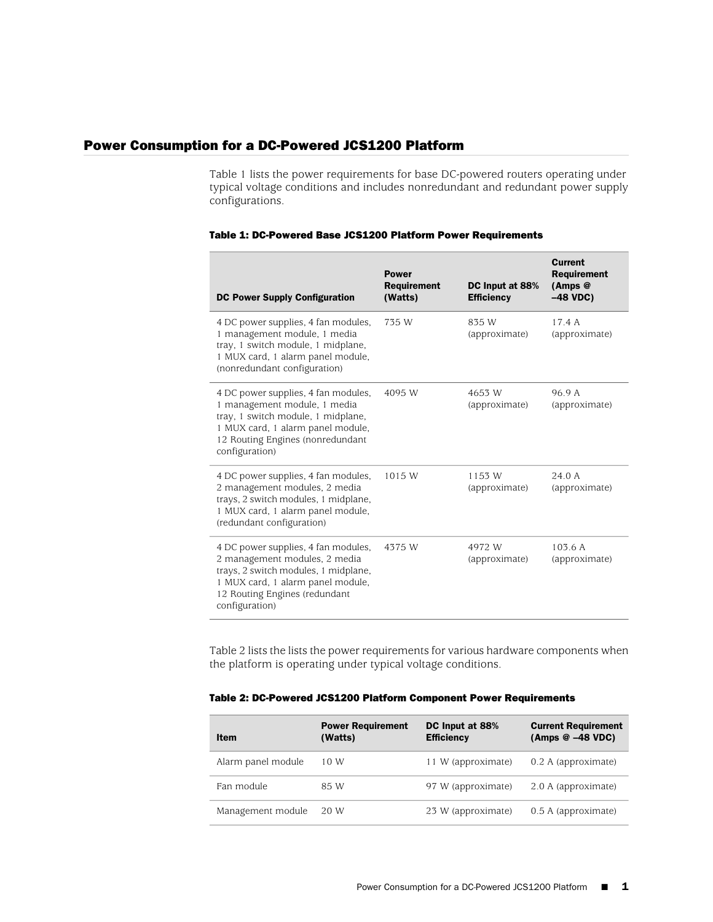## Power Consumption for a DC-Powered JCS1200 Platform

Table 1 lists the power requirements for base DC-powered routers operating under typical voltage conditions and includes nonredundant and redundant power supply configurations.

**Table 1: DC-Powered Base JCS1200 Platform Power Requirements**

| DC Power Supply Configuration | Power Requirement (Watts) | DC Input at 88% Efficiency | Current Requirement (Amps @ –48 VDC) |
|---|---|---|---|
| 4 DC power supplies, 4 fan modules, 1 management module, 1 media tray, 1 switch module, 1 midplane, 1 MUX card, 1 alarm panel module, (nonredundant configuration) | 735 W | 835 W (approximate) | 17.4 A (approximate) |
| 4 DC power supplies, 4 fan modules, 1 management module, 1 media tray, 1 switch module, 1 midplane, 1 MUX card, 1 alarm panel module, 12 Routing Engines (nonredundant configuration) | 4095 W | 4653 W (approximate) | 96.9 A (approximate) |
| 4 DC power supplies, 4 fan modules, 2 management modules, 2 media trays, 2 switch modules, 1 midplane, 1 MUX card, 1 alarm panel module, (redundant configuration) | 1015 W | 1153 W (approximate) | 24.0 A (approximate) |
| 4 DC power supplies, 4 fan modules, 2 management modules, 2 media trays, 2 switch modules, 1 midplane, 1 MUX card, 1 alarm panel module, 12 Routing Engines (redundant configuration) | 4375 W | 4972 W (approximate) | 103.6 A (approximate) |

Table 2 lists the lists the power requirements for various hardware components when the platform is operating under typical voltage conditions.

**Table 2: DC-Powered JCS1200 Platform Component Power Requirements**

| Item | Power Requirement (Watts) | DC Input at 88% Efficiency | Current Requirement (Amps @ –48 VDC) |
|---|---|---|---|
| Alarm panel module | 10 W | 11 W (approximate) | 0.2 A (approximate) |
| Fan module | 85 W | 97 W (approximate) | 2.0 A (approximate) |
| Management module | 20 W | 23 W (approximate) | 0.5 A (approximate) |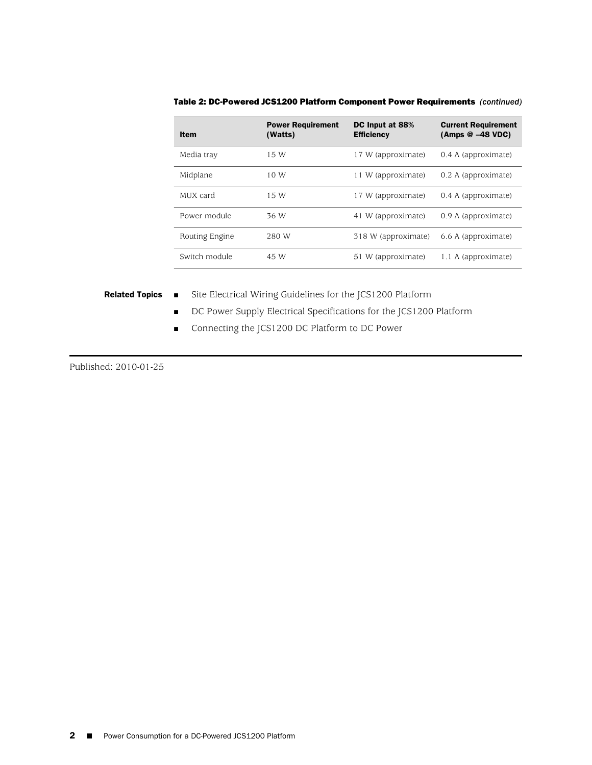**Table 2: DC-Powered JCS1200 Platform Component Power Requirements** *(continued)*

| Item | Power Requirement (Watts) | DC Input at 88% Efficiency | Current Requirement (Amps @ –48 VDC) |
|---|---|---|---|
| Media tray | 15 W | 17 W (approximate) | 0.4 A (approximate) |
| Midplane | 10 W | 11 W (approximate) | 0.2 A (approximate) |
| MUX card | 15 W | 17 W (approximate) | 0.4 A (approximate) |
| Power module | 36 W | 41 W (approximate) | 0.9 A (approximate) |
| Routing Engine | 280 W | 318 W (approximate) | 6.6 A (approximate) |
| Switch module | 45 W | 51 W (approximate) | 1.1 A (approximate) |

**Related Topics**

- Site Electrical Wiring Guidelines for the JCS1200 Platform
- DC Power Supply Electrical Specifications for the JCS1200 Platform
- Connecting the JCS1200 DC Platform to DC Power

Published: 2010-01-25